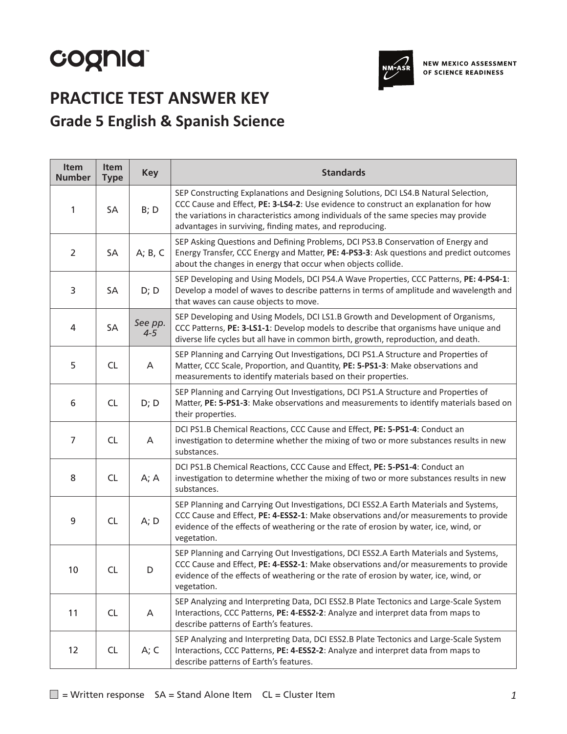cognia™

NEW MEXICO ASSESSMENT OF SCIENCE READINESS

# PRACTICE TEST ANSWER KEY

## Grade 5 English & Spanish Science

| Item Number | Item Type | Key | Standards |
|---|---|---|---|
| 1 | SA | B; D | SEP Constructing Explanations and Designing Solutions, DCI LS4.B Natural Selection, CCC Cause and Effect, **PE: 3-LS4-2**: Use evidence to construct an explanation for how the variations in characteristics among individuals of the same species may provide advantages in surviving, finding mates, and reproducing. |
| 2 | SA | A; B, C | SEP Asking Questions and Defining Problems, DCI PS3.B Conservation of Energy and Energy Transfer, CCC Energy and Matter, **PE: 4-PS3-3**: Ask questions and predict outcomes about the changes in energy that occur when objects collide. |
| 3 | SA | D; D | SEP Developing and Using Models, DCI PS4.A Wave Properties, CCC Patterns, **PE: 4-PS4-1**: Develop a model of waves to describe patterns in terms of amplitude and wavelength and that waves can cause objects to move. |
| 4 | SA | *See pp. 4-5* | SEP Developing and Using Models, DCI LS1.B Growth and Development of Organisms, CCC Patterns, **PE: 3-LS1-1**: Develop models to describe that organisms have unique and diverse life cycles but all have in common birth, growth, reproduction, and death. |
| 5 | CL | A | SEP Planning and Carrying Out Investigations, DCI PS1.A Structure and Properties of Matter, CCC Scale, Proportion, and Quantity, **PE: 5-PS1-3**: Make observations and measurements to identify materials based on their properties. |
| 6 | CL | D; D | SEP Planning and Carrying Out Investigations, DCI PS1.A Structure and Properties of Matter, **PE: 5-PS1-3**: Make observations and measurements to identify materials based on their properties. |
| 7 | CL | A | DCI PS1.B Chemical Reactions, CCC Cause and Effect, **PE: 5-PS1-4**: Conduct an investigation to determine whether the mixing of two or more substances results in new substances. |
| 8 | CL | A; A | DCI PS1.B Chemical Reactions, CCC Cause and Effect, **PE: 5-PS1-4**: Conduct an investigation to determine whether the mixing of two or more substances results in new substances. |
| 9 | CL | A; D | SEP Planning and Carrying Out Investigations, DCI ESS2.A Earth Materials and Systems, CCC Cause and Effect, **PE: 4-ESS2-1**: Make observations and/or measurements to provide evidence of the effects of weathering or the rate of erosion by water, ice, wind, or vegetation. |
| 10 | CL | D | SEP Planning and Carrying Out Investigations, DCI ESS2.A Earth Materials and Systems, CCC Cause and Effect, **PE: 4-ESS2-1**: Make observations and/or measurements to provide evidence of the effects of weathering or the rate of erosion by water, ice, wind, or vegetation. |
| 11 | CL | A | SEP Analyzing and Interpreting Data, DCI ESS2.B Plate Tectonics and Large-Scale System Interactions, CCC Patterns, **PE: 4-ESS2-2**: Analyze and interpret data from maps to describe patterns of Earth's features. |
| 12 | CL | A; C | SEP Analyzing and Interpreting Data, DCI ESS2.B Plate Tectonics and Large-Scale System Interactions, CCC Patterns, **PE: 4-ESS2-2**: Analyze and interpret data from maps to describe patterns of Earth's features. |

■ = Written response SA = Stand Alone Item CL = Cluster Item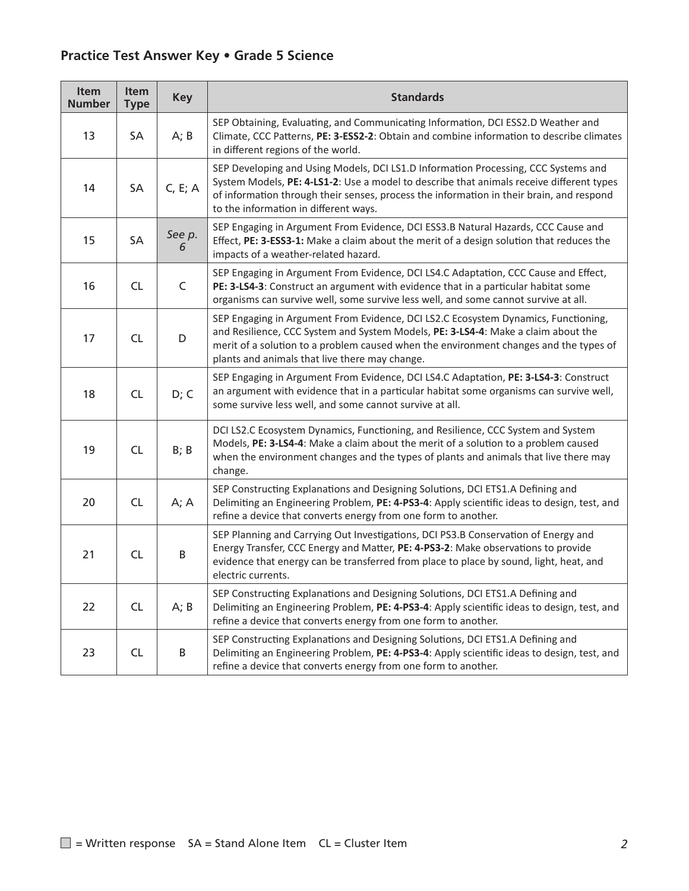## Practice Test Answer Key • Grade 5 Science

| Item Number | Item Type | Key | Standards |
|---|---|---|---|
| 13 | SA | A; B | SEP Obtaining, Evaluating, and Communicating Information, DCI ESS2.D Weather and Climate, CCC Patterns, **PE: 3-ESS2-2**: Obtain and combine information to describe climates in different regions of the world. |
| 14 | SA | C, E; A | SEP Developing and Using Models, DCI LS1.D Information Processing, CCC Systems and System Models, **PE: 4-LS1-2**: Use a model to describe that animals receive different types of information through their senses, process the information in their brain, and respond to the information in different ways. |
| 15 | SA | *See p. 6* | SEP Engaging in Argument From Evidence, DCI ESS3.B Natural Hazards, CCC Cause and Effect, **PE: 3-ESS3-1:** Make a claim about the merit of a design solution that reduces the impacts of a weather-related hazard. |
| 16 | CL | C | SEP Engaging in Argument From Evidence, DCI LS4.C Adaptation, CCC Cause and Effect, **PE: 3-LS4-3**: Construct an argument with evidence that in a particular habitat some organisms can survive well, some survive less well, and some cannot survive at all. |
| 17 | CL | D | SEP Engaging in Argument From Evidence, DCI LS2.C Ecosystem Dynamics, Functioning, and Resilience, CCC System and System Models, **PE: 3-LS4-4**: Make a claim about the merit of a solution to a problem caused when the environment changes and the types of plants and animals that live there may change. |
| 18 | CL | D; C | SEP Engaging in Argument From Evidence, DCI LS4.C Adaptation, **PE: 3-LS4-3**: Construct an argument with evidence that in a particular habitat some organisms can survive well, some survive less well, and some cannot survive at all. |
| 19 | CL | B; B | DCI LS2.C Ecosystem Dynamics, Functioning, and Resilience, CCC System and System Models, **PE: 3-LS4-4**: Make a claim about the merit of a solution to a problem caused when the environment changes and the types of plants and animals that live there may change. |
| 20 | CL | A; A | SEP Constructing Explanations and Designing Solutions, DCI ETS1.A Defining and Delimiting an Engineering Problem, **PE: 4-PS3-4**: Apply scientific ideas to design, test, and refine a device that converts energy from one form to another. |
| 21 | CL | B | SEP Planning and Carrying Out Investigations, DCI PS3.B Conservation of Energy and Energy Transfer, CCC Energy and Matter, **PE: 4-PS3-2**: Make observations to provide evidence that energy can be transferred from place to place by sound, light, heat, and electric currents. |
| 22 | CL | A; B | SEP Constructing Explanations and Designing Solutions, DCI ETS1.A Defining and Delimiting an Engineering Problem, **PE: 4-PS3-4**: Apply scientific ideas to design, test, and refine a device that converts energy from one form to another. |
| 23 | CL | B | SEP Constructing Explanations and Designing Solutions, DCI ETS1.A Defining and Delimiting an Engineering Problem, **PE: 4-PS3-4**: Apply scientific ideas to design, test, and refine a device that converts energy from one form to another. |

▢ = Written response SA = Stand Alone Item CL = Cluster Item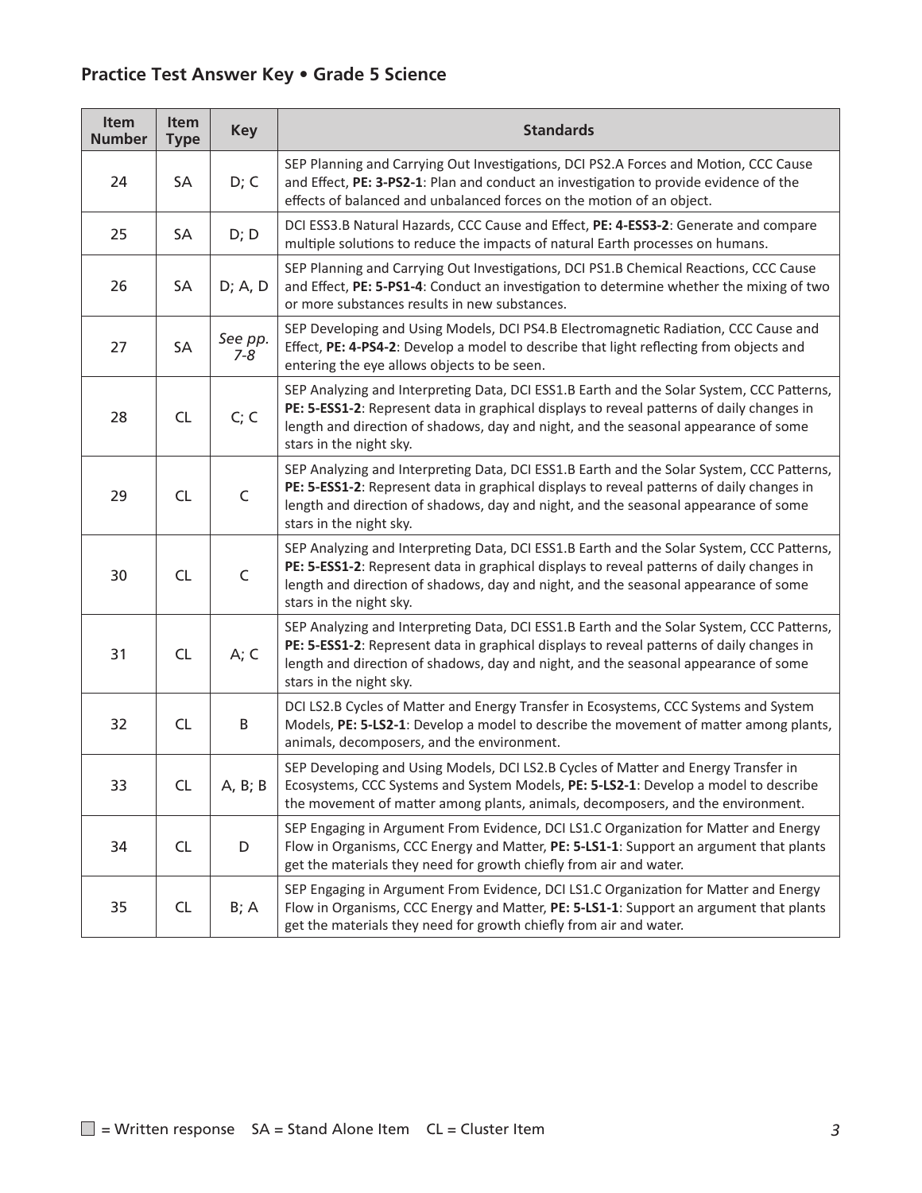## Practice Test Answer Key • Grade 5 Science

| Item Number | Item Type | Key | Standards |
|---|---|---|---|
| 24 | SA | D; C | SEP Planning and Carrying Out Investigations, DCI PS2.A Forces and Motion, CCC Cause and Effect, **PE: 3-PS2-1**: Plan and conduct an investigation to provide evidence of the effects of balanced and unbalanced forces on the motion of an object. |
| 25 | SA | D; D | DCI ESS3.B Natural Hazards, CCC Cause and Effect, **PE: 4-ESS3-2**: Generate and compare multiple solutions to reduce the impacts of natural Earth processes on humans. |
| 26 | SA | D; A, D | SEP Planning and Carrying Out Investigations, DCI PS1.B Chemical Reactions, CCC Cause and Effect, **PE: 5-PS1-4**: Conduct an investigation to determine whether the mixing of two or more substances results in new substances. |
| 27 | SA | *See pp. 7-8* | SEP Developing and Using Models, DCI PS4.B Electromagnetic Radiation, CCC Cause and Effect, **PE: 4-PS4-2**: Develop a model to describe that light reflecting from objects and entering the eye allows objects to be seen. |
| 28 | CL | C; C | SEP Analyzing and Interpreting Data, DCI ESS1.B Earth and the Solar System, CCC Patterns, **PE: 5-ESS1-2**: Represent data in graphical displays to reveal patterns of daily changes in length and direction of shadows, day and night, and the seasonal appearance of some stars in the night sky. |
| 29 | CL | C | SEP Analyzing and Interpreting Data, DCI ESS1.B Earth and the Solar System, CCC Patterns, **PE: 5-ESS1-2**: Represent data in graphical displays to reveal patterns of daily changes in length and direction of shadows, day and night, and the seasonal appearance of some stars in the night sky. |
| 30 | CL | C | SEP Analyzing and Interpreting Data, DCI ESS1.B Earth and the Solar System, CCC Patterns, **PE: 5-ESS1-2**: Represent data in graphical displays to reveal patterns of daily changes in length and direction of shadows, day and night, and the seasonal appearance of some stars in the night sky. |
| 31 | CL | A; C | SEP Analyzing and Interpreting Data, DCI ESS1.B Earth and the Solar System, CCC Patterns, **PE: 5-ESS1-2**: Represent data in graphical displays to reveal patterns of daily changes in length and direction of shadows, day and night, and the seasonal appearance of some stars in the night sky. |
| 32 | CL | B | DCI LS2.B Cycles of Matter and Energy Transfer in Ecosystems, CCC Systems and System Models, **PE: 5-LS2-1**: Develop a model to describe the movement of matter among plants, animals, decomposers, and the environment. |
| 33 | CL | A, B; B | SEP Developing and Using Models, DCI LS2.B Cycles of Matter and Energy Transfer in Ecosystems, CCC Systems and System Models, **PE: 5-LS2-1**: Develop a model to describe the movement of matter among plants, animals, decomposers, and the environment. |
| 34 | CL | D | SEP Engaging in Argument From Evidence, DCI LS1.C Organization for Matter and Energy Flow in Organisms, CCC Energy and Matter, **PE: 5-LS1-1**: Support an argument that plants get the materials they need for growth chiefly from air and water. |
| 35 | CL | B; A | SEP Engaging in Argument From Evidence, DCI LS1.C Organization for Matter and Energy Flow in Organisms, CCC Energy and Matter, **PE: 5-LS1-1**: Support an argument that plants get the materials they need for growth chiefly from air and water. |

= Written response    SA = Stand Alone Item    CL = Cluster Item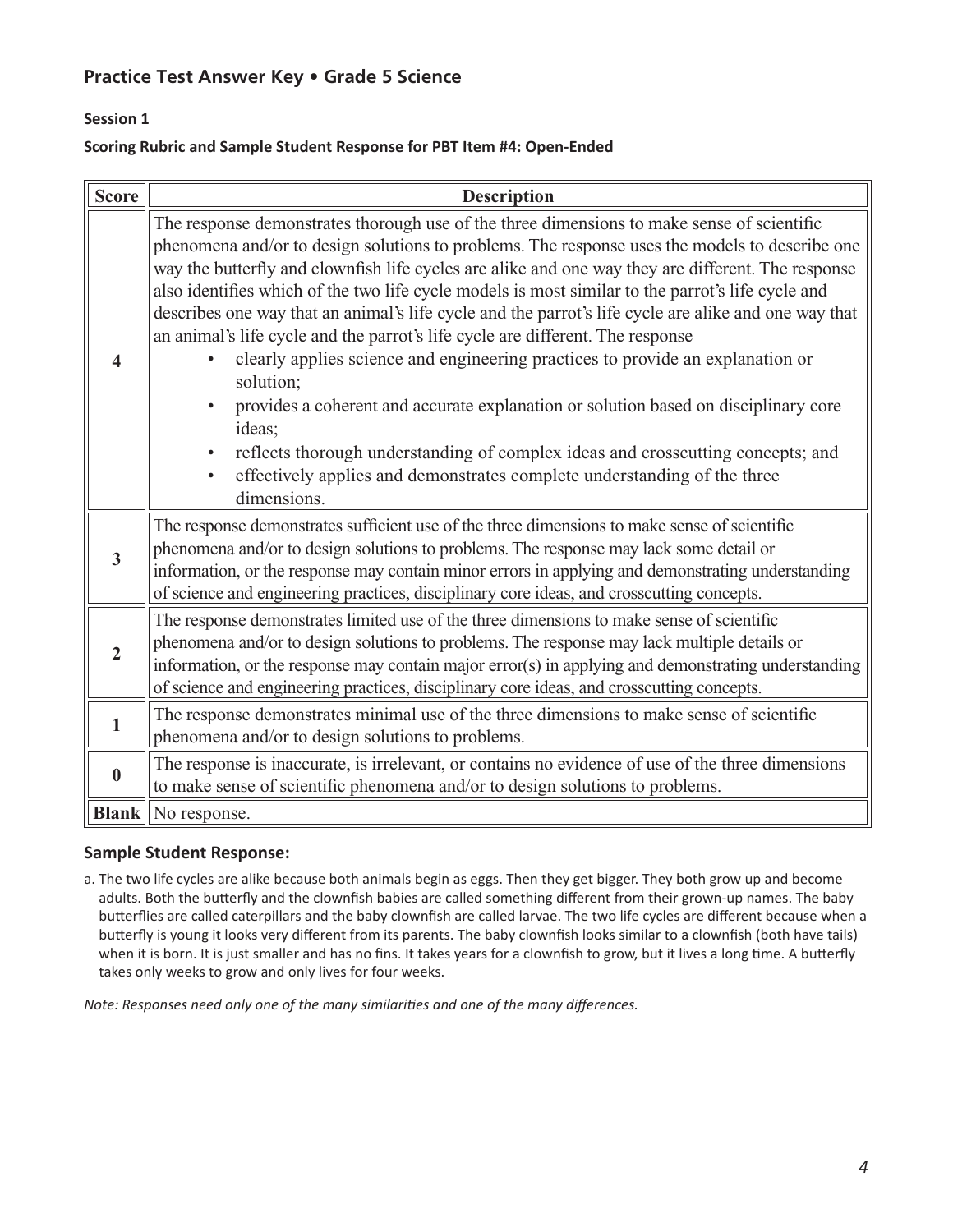## Practice Test Answer Key • Grade 5 Science

### Session 1

**Scoring Rubric and Sample Student Response for PBT Item #4: Open-Ended**

| Score | Description |
|---|---|
| **4** | The response demonstrates thorough use of the three dimensions to make sense of scientific phenomena and/or to design solutions to problems. The response uses the models to describe one way the butterfly and clownfish life cycles are alike and one way they are different. The response also identifies which of the two life cycle models is most similar to the parrot's life cycle and describes one way that an animal's life cycle and the parrot's life cycle are alike and one way that an animal's life cycle and the parrot's life cycle are different. The response<br>• clearly applies science and engineering practices to provide an explanation or solution;<br>• provides a coherent and accurate explanation or solution based on disciplinary core ideas;<br>• reflects thorough understanding of complex ideas and crosscutting concepts; and<br>• effectively applies and demonstrates complete understanding of the three dimensions. |
| **3** | The response demonstrates sufficient use of the three dimensions to make sense of scientific phenomena and/or to design solutions to problems. The response may lack some detail or information, or the response may contain minor errors in applying and demonstrating understanding of science and engineering practices, disciplinary core ideas, and crosscutting concepts. |
| **2** | The response demonstrates limited use of the three dimensions to make sense of scientific phenomena and/or to design solutions to problems. The response may lack multiple details or information, or the response may contain major error(s) in applying and demonstrating understanding of science and engineering practices, disciplinary core ideas, and crosscutting concepts. |
| **1** | The response demonstrates minimal use of the three dimensions to make sense of scientific phenomena and/or to design solutions to problems. |
| **0** | The response is inaccurate, is irrelevant, or contains no evidence of use of the three dimensions to make sense of scientific phenomena and/or to design solutions to problems. |
| **Blank** | No response. |

### Sample Student Response:

a. The two life cycles are alike because both animals begin as eggs. Then they get bigger. They both grow up and become adults. Both the butterfly and the clownfish babies are called something different from their grown-up names. The baby butterflies are called caterpillars and the baby clownfish are called larvae. The two life cycles are different because when a butterfly is young it looks very different from its parents. The baby clownfish looks similar to a clownfish (both have tails) when it is born. It is just smaller and has no fins. It takes years for a clownfish to grow, but it lives a long time. A butterfly takes only weeks to grow and only lives for four weeks.

*Note: Responses need only one of the many similarities and one of the many differences.*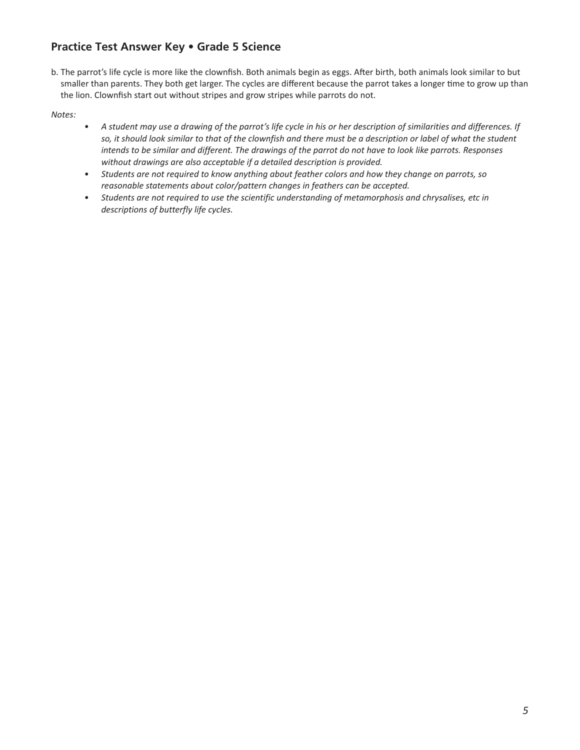b. The parrot's life cycle is more like the clownfish. Both animals begin as eggs. After birth, both animals look similar to but smaller than parents. They both get larger. The cycles are different because the parrot takes a longer time to grow up than the lion. Clownfish start out without stripes and grow stripes while parrots do not.

*Notes:*

- *A student may use a drawing of the parrot's life cycle in his or her description of similarities and differences. If so, it should look similar to that of the clownfish and there must be a description or label of what the student intends to be similar and different. The drawings of the parrot do not have to look like parrots. Responses without drawings are also acceptable if a detailed description is provided.*
- *Students are not required to know anything about feather colors and how they change on parrots, so reasonable statements about color/pattern changes in feathers can be accepted.*
- *Students are not required to use the scientific understanding of metamorphosis and chrysalises, etc in descriptions of butterfly life cycles.*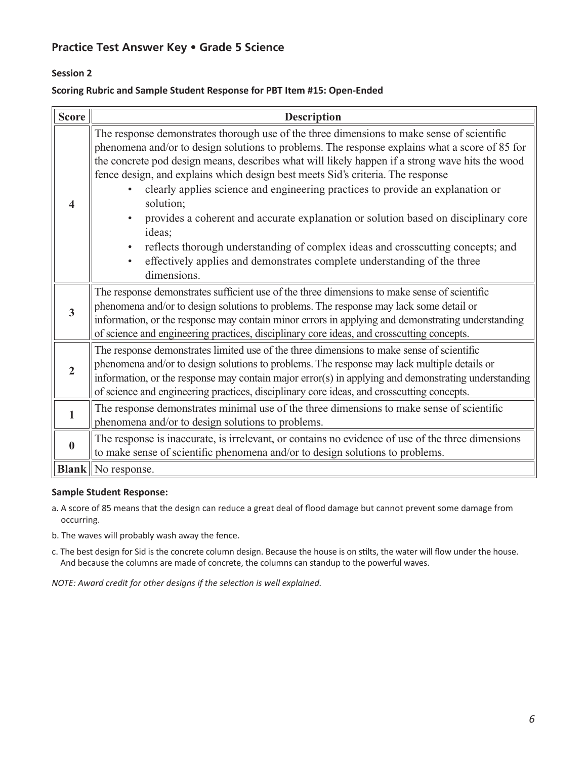## Practice Test Answer Key • Grade 5 Science

### Session 2

**Scoring Rubric and Sample Student Response for PBT Item #15: Open-Ended**

| Score | Description |
|---|---|
| 4 | The response demonstrates thorough use of the three dimensions to make sense of scientific phenomena and/or to design solutions to problems. The response explains what a score of 85 for the concrete pod design means, describes what will likely happen if a strong wave hits the wood fence design, and explains which design best meets Sid's criteria. The response<br>• clearly applies science and engineering practices to provide an explanation or solution;<br>• provides a coherent and accurate explanation or solution based on disciplinary core ideas;<br>• reflects thorough understanding of complex ideas and crosscutting concepts; and<br>• effectively applies and demonstrates complete understanding of the three dimensions. |
| 3 | The response demonstrates sufficient use of the three dimensions to make sense of scientific phenomena and/or to design solutions to problems. The response may lack some detail or information, or the response may contain minor errors in applying and demonstrating understanding of science and engineering practices, disciplinary core ideas, and crosscutting concepts. |
| 2 | The response demonstrates limited use of the three dimensions to make sense of scientific phenomena and/or to design solutions to problems. The response may lack multiple details or information, or the response may contain major error(s) in applying and demonstrating understanding of science and engineering practices, disciplinary core ideas, and crosscutting concepts. |
| 1 | The response demonstrates minimal use of the three dimensions to make sense of scientific phenomena and/or to design solutions to problems. |
| 0 | The response is inaccurate, is irrelevant, or contains no evidence of use of the three dimensions to make sense of scientific phenomena and/or to design solutions to problems. |
| Blank | No response. |

**Sample Student Response:**

a. A score of 85 means that the design can reduce a great deal of flood damage but cannot prevent some damage from occurring.

b. The waves will probably wash away the fence.

c. The best design for Sid is the concrete column design. Because the house is on stilts, the water will flow under the house. And because the columns are made of concrete, the columns can standup to the powerful waves.

*NOTE: Award credit for other designs if the selection is well explained.*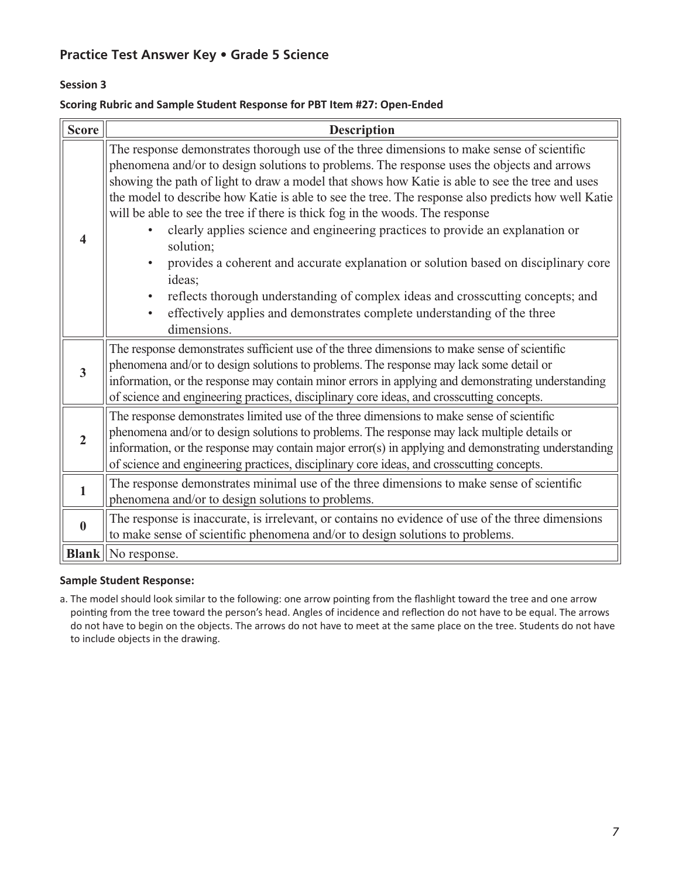## Practice Test Answer Key • Grade 5 Science

### Session 3

**Scoring Rubric and Sample Student Response for PBT Item #27: Open-Ended**

| Score | Description |
|---|---|
| **4** | The response demonstrates thorough use of the three dimensions to make sense of scientific phenomena and/or to design solutions to problems. The response uses the objects and arrows showing the path of light to draw a model that shows how Katie is able to see the tree and uses the model to describe how Katie is able to see the tree. The response also predicts how well Katie will be able to see the tree if there is thick fog in the woods. The response<br>• clearly applies science and engineering practices to provide an explanation or solution;<br>• provides a coherent and accurate explanation or solution based on disciplinary core ideas;<br>• reflects thorough understanding of complex ideas and crosscutting concepts; and<br>• effectively applies and demonstrates complete understanding of the three dimensions. |
| **3** | The response demonstrates sufficient use of the three dimensions to make sense of scientific phenomena and/or to design solutions to problems. The response may lack some detail or information, or the response may contain minor errors in applying and demonstrating understanding of science and engineering practices, disciplinary core ideas, and crosscutting concepts. |
| **2** | The response demonstrates limited use of the three dimensions to make sense of scientific phenomena and/or to design solutions to problems. The response may lack multiple details or information, or the response may contain major error(s) in applying and demonstrating understanding of science and engineering practices, disciplinary core ideas, and crosscutting concepts. |
| **1** | The response demonstrates minimal use of the three dimensions to make sense of scientific phenomena and/or to design solutions to problems. |
| **0** | The response is inaccurate, is irrelevant, or contains no evidence of use of the three dimensions to make sense of scientific phenomena and/or to design solutions to problems. |
| **Blank** | No response. |

**Sample Student Response:**

a. The model should look similar to the following: one arrow pointing from the flashlight toward the tree and one arrow pointing from the tree toward the person's head. Angles of incidence and reflection do not have to be equal. The arrows do not have to begin on the objects. The arrows do not have to meet at the same place on the tree. Students do not have to include objects in the drawing.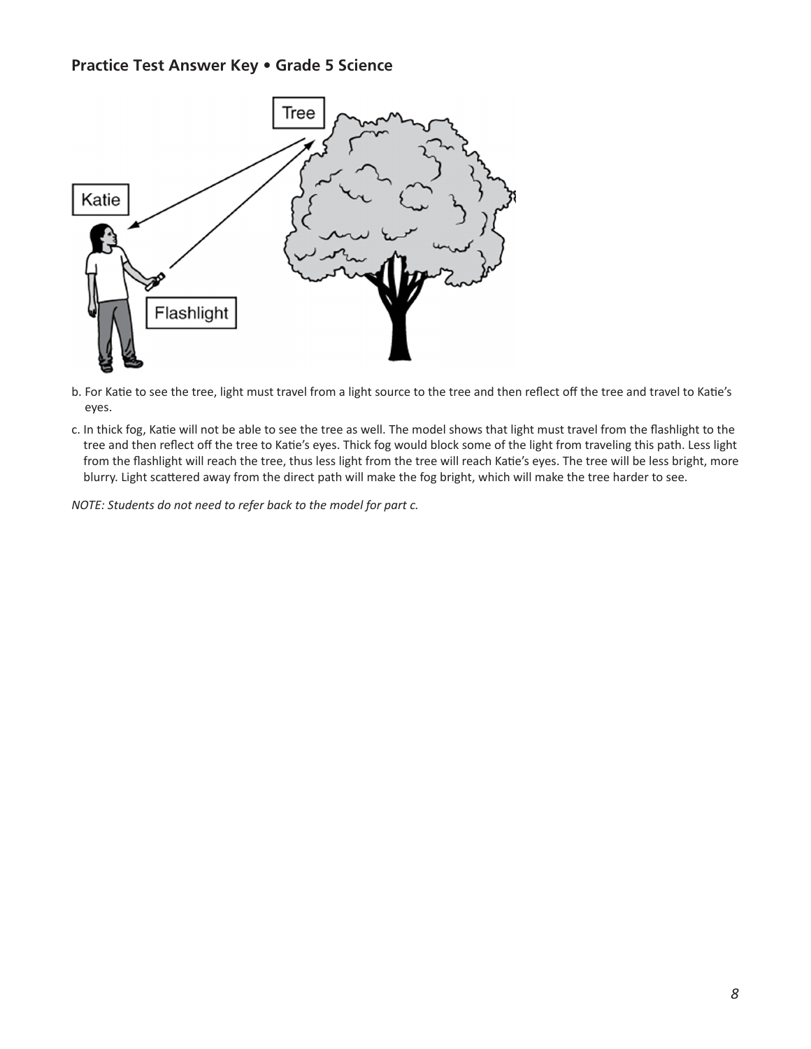Tree

Katie

Flashlight

b. For Katie to see the tree, light must travel from a light source to the tree and then reflect off the tree and travel to Katie's eyes.

c. In thick fog, Katie will not be able to see the tree as well. The model shows that light must travel from the flashlight to the tree and then reflect off the tree to Katie's eyes. Thick fog would block some of the light from traveling this path. Less light from the flashlight will reach the tree, thus less light from the tree will reach Katie's eyes. The tree will be less bright, more blurry. Light scattered away from the direct path will make the fog bright, which will make the tree harder to see.

*NOTE: Students do not need to refer back to the model for part c.*